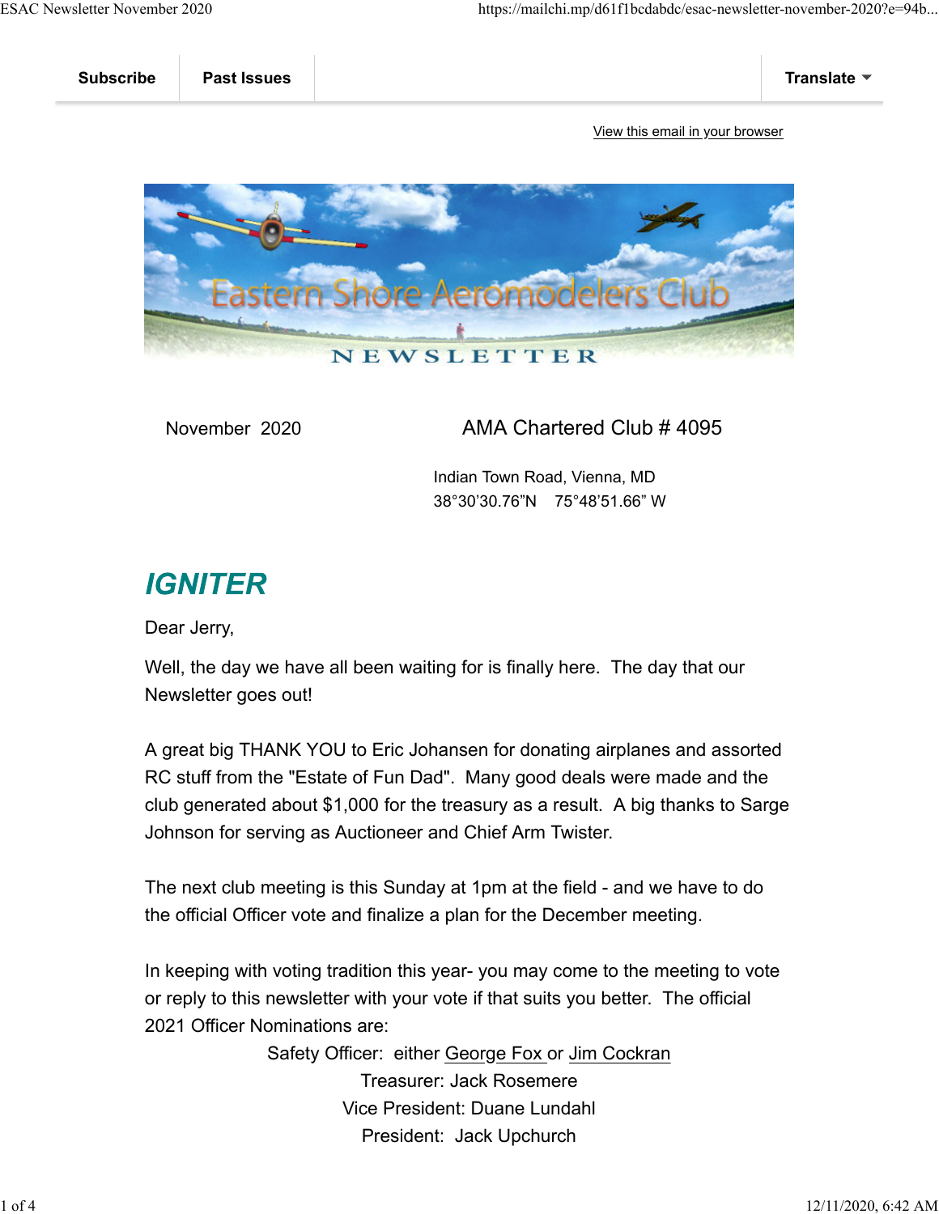Subscribe | Past Issues | Translate

View this email in your browser

Eastern Shore Aeromodelers Club

NEWSLETTER

November 2020

AMA Chartered Club # 4095

Indian Town Road, Vienna, MD
38°30'30.76"N 75°48'51.66" W

## IGNITER

Dear Jerry,

Well, the day we have all been waiting for is finally here. The day that our Newsletter goes out!

A great big THANK YOU to Eric Johansen for donating airplanes and assorted RC stuff from the "Estate of Fun Dad". Many good deals were made and the club generated about $1,000 for the treasury as a result. A big thanks to Sarge Johnson for serving as Auctioneer and Chief Arm Twister.

The next club meeting is this Sunday at 1pm at the field - and we have to do the official Officer vote and finalize a plan for the December meeting.

In keeping with voting tradition this year- you may come to the meeting to vote or reply to this newsletter with your vote if that suits you better. The official 2021 Officer Nominations are:

Safety Officer: either George Fox or Jim Cockran
Treasurer: Jack Rosemere
Vice President: Duane Lundahl
President: Jack Upchurch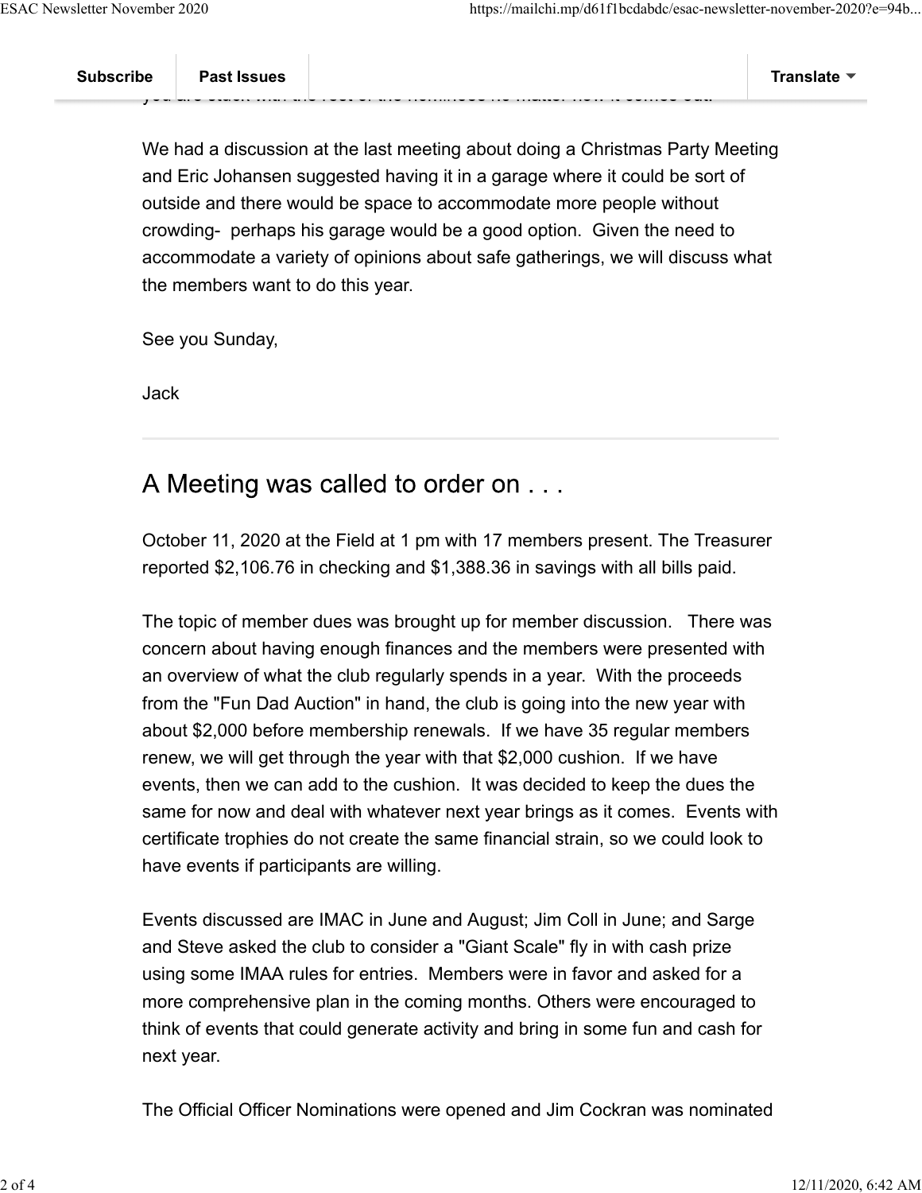We had a discussion at the last meeting about doing a Christmas Party Meeting and Eric Johansen suggested having it in a garage where it could be sort of outside and there would be space to accommodate more people without crowding- perhaps his garage would be a good option. Given the need to accommodate a variety of opinions about safe gatherings, we will discuss what the members want to do this year.

See you Sunday,

Jack

---

## A Meeting was called to order on . . .

October 11, 2020 at the Field at 1 pm with 17 members present. The Treasurer reported $2,106.76 in checking and $1,388.36 in savings with all bills paid.

The topic of member dues was brought up for member discussion. There was concern about having enough finances and the members were presented with an overview of what the club regularly spends in a year. With the proceeds from the "Fun Dad Auction" in hand, the club is going into the new year with about $2,000 before membership renewals. If we have 35 regular members renew, we will get through the year with that $2,000 cushion. If we have events, then we can add to the cushion. It was decided to keep the dues the same for now and deal with whatever next year brings as it comes. Events with certificate trophies do not create the same financial strain, so we could look to have events if participants are willing.

Events discussed are IMAC in June and August; Jim Coll in June; and Sarge and Steve asked the club to consider a "Giant Scale" fly in with cash prize using some IMAA rules for entries. Members were in favor and asked for a more comprehensive plan in the coming months. Others were encouraged to think of events that could generate activity and bring in some fun and cash for next year.

The Official Officer Nominations were opened and Jim Cockran was nominated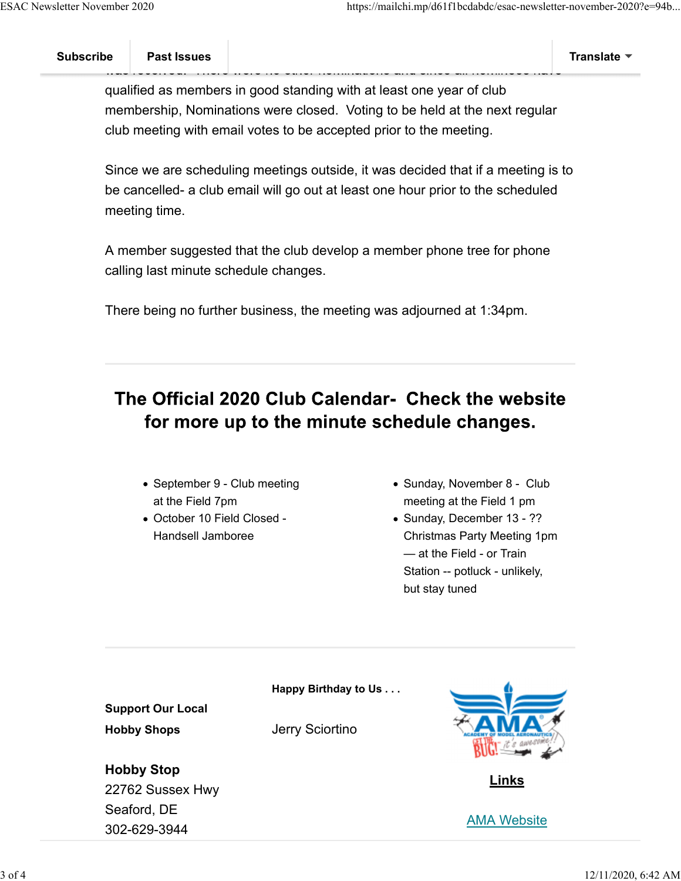qualified as members in good standing with at least one year of club membership, Nominations were closed. Voting to be held at the next regular club meeting with email votes to be accepted prior to the meeting.

Since we are scheduling meetings outside, it was decided that if a meeting is to be cancelled- a club email will go out at least one hour prior to the scheduled meeting time.

A member suggested that the club develop a member phone tree for phone calling last minute schedule changes.

There being no further business, the meeting was adjourned at 1:34pm.

---

## The Official 2020 Club Calendar- Check the website for more up to the minute schedule changes.

- September 9 - Club meeting at the Field 7pm
- October 10 Field Closed - Handsell Jamboree
- Sunday, November 8 - Club meeting at the Field 1 pm
- Sunday, December 13 - ?? Christmas Party Meeting 1pm — at the Field - or Train Station -- potluck - unlikely, but stay tuned

---

**Support Our Local Hobby Shops**

**Hobby Stop**
22762 Sussex Hwy
Seaford, DE
302-629-3944

**Happy Birthday to Us . . .**

Jerry Sciortino

**Links**

AMA Website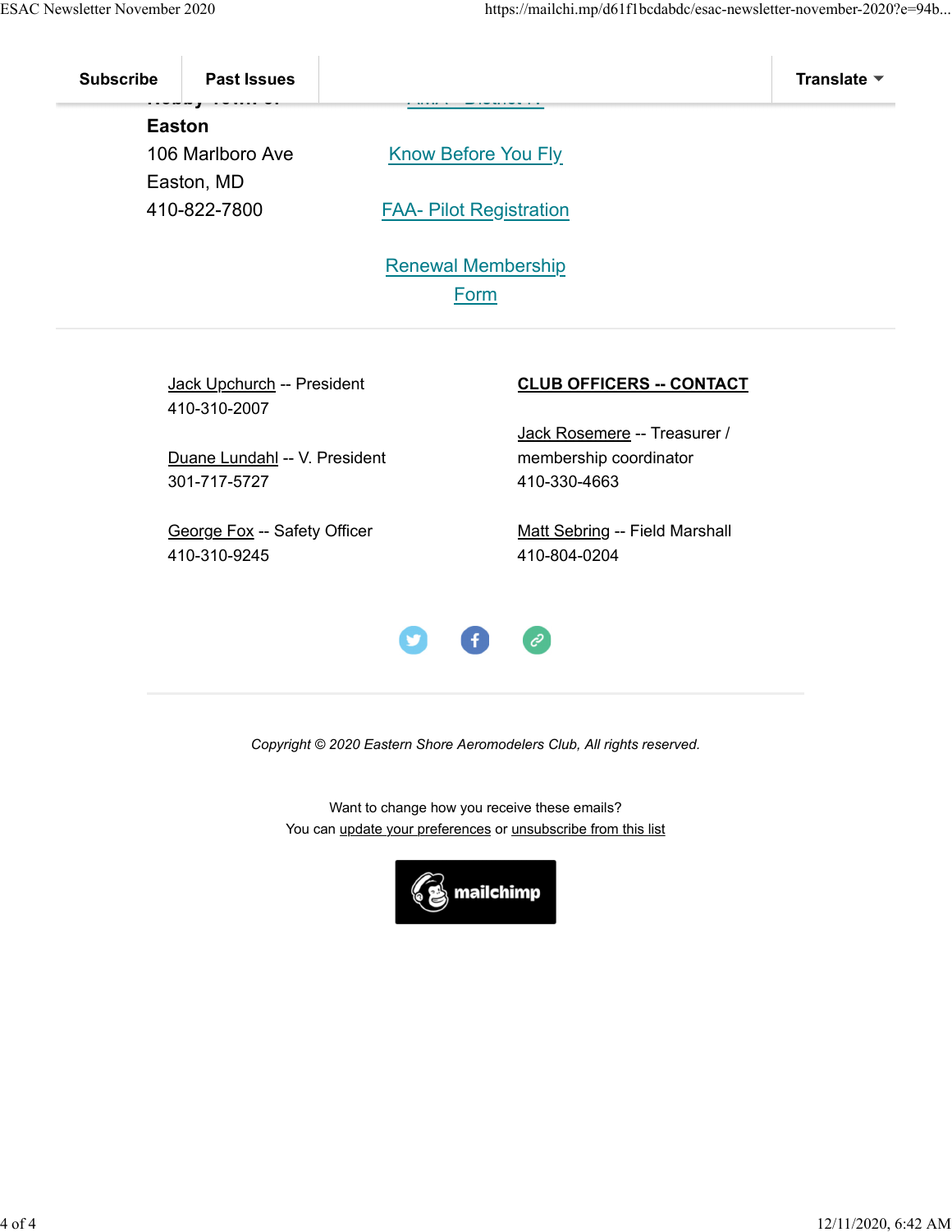Subscribe | Past Issues | Translate

**Easton**
106 Marlboro Ave
Easton, MD
410-822-7800

Know Before You Fly

FAA- Pilot Registration

Renewal Membership Form

---

**CLUB OFFICERS -- CONTACT**

Jack Upchurch -- President
410-310-2007

Duane Lundahl -- V. President
301-717-5727

George Fox -- Safety Officer
410-310-9245

Jack Rosemere -- Treasurer / membership coordinator
410-330-4663

Matt Sebring -- Field Marshall
410-804-0204

---

*Copyright © 2020 Eastern Shore Aeromodelers Club, All rights reserved.*

Want to change how you receive these emails?
You can update your preferences or unsubscribe from this list

mailchimp